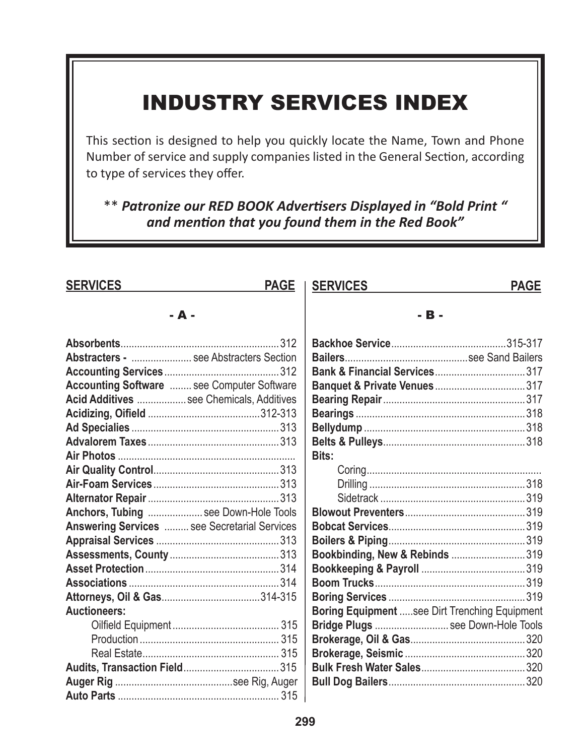# INDUSTRY SERVICES INDEX

This section is designed to help you quickly locate the Name, Town and Phone Number of service and supply companies listed in the General Section, according to type of services they offer.

*** **Patronize our RED BOOK Advertisers Displayed in "Bold Print " and mention that you found them in the Red Book"***

| SERVICES | PAGE |
|---|---|
| **- A -** | |
| **Absorbents** | 312 |
| **Abstracters -** | see Abstracters Section |
| **Accounting Services** | 312 |
| **Accounting Software** | see Computer Software |
| **Acid Additives** | see Chemicals, Additives |
| **Acidizing, Oifield** | 312-313 |
| **Ad Specialies** | 313 |
| **Advalorem Taxes** | 313 |
| **Air Photos** | |
| **Air Quality Control** | 313 |
| **Air-Foam Services** | 313 |
| **Alternator Repair** | 313 |
| **Anchors, Tubing** | see Down-Hole Tools |
| **Answering Services** | see Secretarial Services |
| **Appraisal Services** | 313 |
| **Assessments, County** | 313 |
| **Asset Protection** | 314 |
| **Associations** | 314 |
| **Attorneys, Oil & Gas** | 314-315 |
| **Auctioneers:** | |
| Oilfield Equipment | 315 |
| Production | 315 |
| Real Estate | 315 |
| **Audits, Transaction Field** | 315 |
| **Auger Rig** | see Rig, Auger |
| **Auto Parts** | 315 |

| SERVICES | PAGE |
|---|---|
| **- B -** | |
| **Backhoe Service** | 315-317 |
| **Bailers** | see Sand Bailers |
| **Bank & Financial Services** | 317 |
| **Banquet & Private Venues** | 317 |
| **Bearing Repair** | 317 |
| **Bearings** | 318 |
| **Bellydump** | 318 |
| **Belts & Pulleys** | 318 |
| **Bits:** | |
| Coring | |
| Drilling | 318 |
| Sidetrack | 319 |
| **Blowout Preventers** | 319 |
| **Bobcat Services** | 319 |
| **Boilers & Piping** | 319 |
| **Bookbinding, New & Rebinds** | 319 |
| **Bookkeeping & Payroll** | 319 |
| **Boom Trucks** | 319 |
| **Boring Services** | 319 |
| **Boring Equipment** | see Dirt Trenching Equipment |
| **Bridge Plugs** | see Down-Hole Tools |
| **Brokerage, Oil & Gas** | 320 |
| **Brokerage, Seismic** | 320 |
| **Bulk Fresh Water Sales** | 320 |
| **Bull Dog Bailers** | 320 |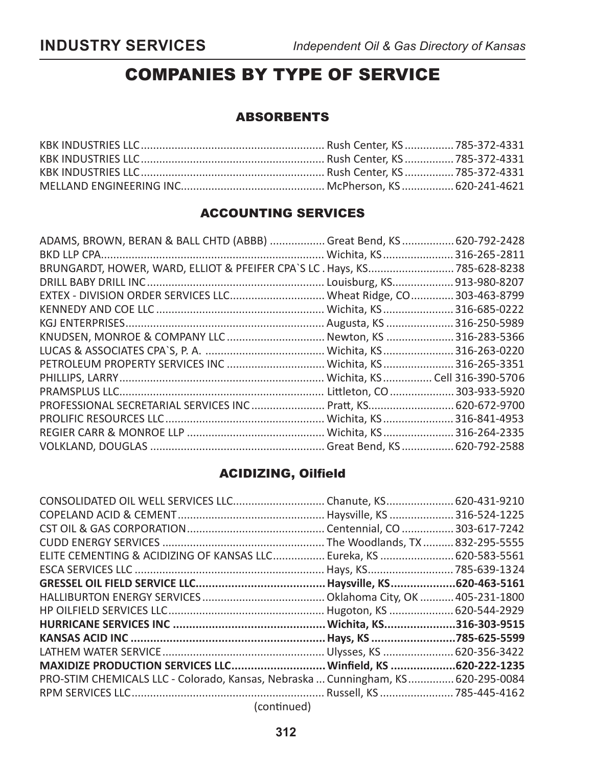# COMPANIES BY TYPE OF SERVICE

## ABSORBENTS

| | | |
|---|---|---|
| KBK INDUSTRIES LLC | Rush Center, KS | 785-372-4331 |
| KBK INDUSTRIES LLC | Rush Center, KS | 785-372-4331 |
| KBK INDUSTRIES LLC | Rush Center, KS | 785-372-4331 |
| MELLAND ENGINEERING INC | McPherson, KS | 620-241-4621 |

## ACCOUNTING SERVICES

| | | |
|---|---|---|
| ADAMS, BROWN, BERAN & BALL CHTD (ABBB) | Great Bend, KS | 620-792-2428 |
| BKD LLP CPA | Wichita, KS | 316-265-2811 |
| BRUNGARDT, HOWER, WARD, ELLIOT & PFEIFER CPA`S LC | Hays, KS | 785-628-8238 |
| DRILL BABY DRILL INC | Louisburg, KS | 913-980-8207 |
| EXTEX - DIVISION ORDER SERVICES LLC | Wheat Ridge, CO | 303-463-8799 |
| KENNEDY AND COE LLC | Wichita, KS | 316-685-0222 |
| KGJ ENTERPRISES | Augusta, KS | 316-250-5989 |
| KNUDSEN, MONROE & COMPANY LLC | Newton, KS | 316-283-5366 |
| LUCAS & ASSOCIATES CPA`S, P. A. | Wichita, KS | 316-263-0220 |
| PETROLEUM PROPERTY SERVICES INC | Wichita, KS | 316-265-3351 |
| PHILLIPS, LARRY | Wichita, KS | Cell 316-390-5706 |
| PRAMSPLUS LLC | Littleton, CO | 303-933-5920 |
| PROFESSIONAL SECRETARIAL SERVICES INC | Pratt, KS | 620-672-9700 |
| PROLIFIC RESOURCES LLC | Wichita, KS | 316-841-4953 |
| REGIER CARR & MONROE LLP | Wichita, KS | 316-264-2335 |
| VOLKLAND, DOUGLAS | Great Bend, KS | 620-792-2588 |

## ACIDIZING, Oilfield

| | | |
|---|---|---|
| CONSOLIDATED OIL WELL SERVICES LLC | Chanute, KS | 620-431-9210 |
| COPELAND ACID & CEMENT | Haysville, KS | 316-524-1225 |
| CST OIL & GAS CORPORATION | Centennial, CO | 303-617-7242 |
| CUDD ENERGY SERVICES | The Woodlands, TX | 832-295-5555 |
| ELITE CEMENTING & ACIDIZING OF KANSAS LLC | Eureka, KS | 620-583-5561 |
| ESCA SERVICES LLC | Hays, KS | 785-639-1324 |
| **GRESSEL OIL FIELD SERVICE LLC** | **Haysville, KS** | **620-463-5161** |
| HALLIBURTON ENERGY SERVICES | Oklahoma City, OK | 405-231-1800 |
| HP OILFIELD SERVICES LLC | Hugoton, KS | 620-544-2929 |
| **HURRICANE SERVICES INC** | **Wichita, KS** | **316-303-9515** |
| **KANSAS ACID INC** | **Hays, KS** | **785-625-5599** |
| LATHEM WATER SERVICE | Ulysses, KS | 620-356-3422 |
| **MAXIDIZE PRODUCTION SERVICES LLC** | **Winfield, KS** | **620-222-1235** |
| PRO-STIM CHEMICALS LLC - Colorado, Kansas, Nebraska | Cunningham, KS | 620-295-0084 |
| RPM SERVICES LLC | Russell, KS | 785-445-4162 |

(continued)